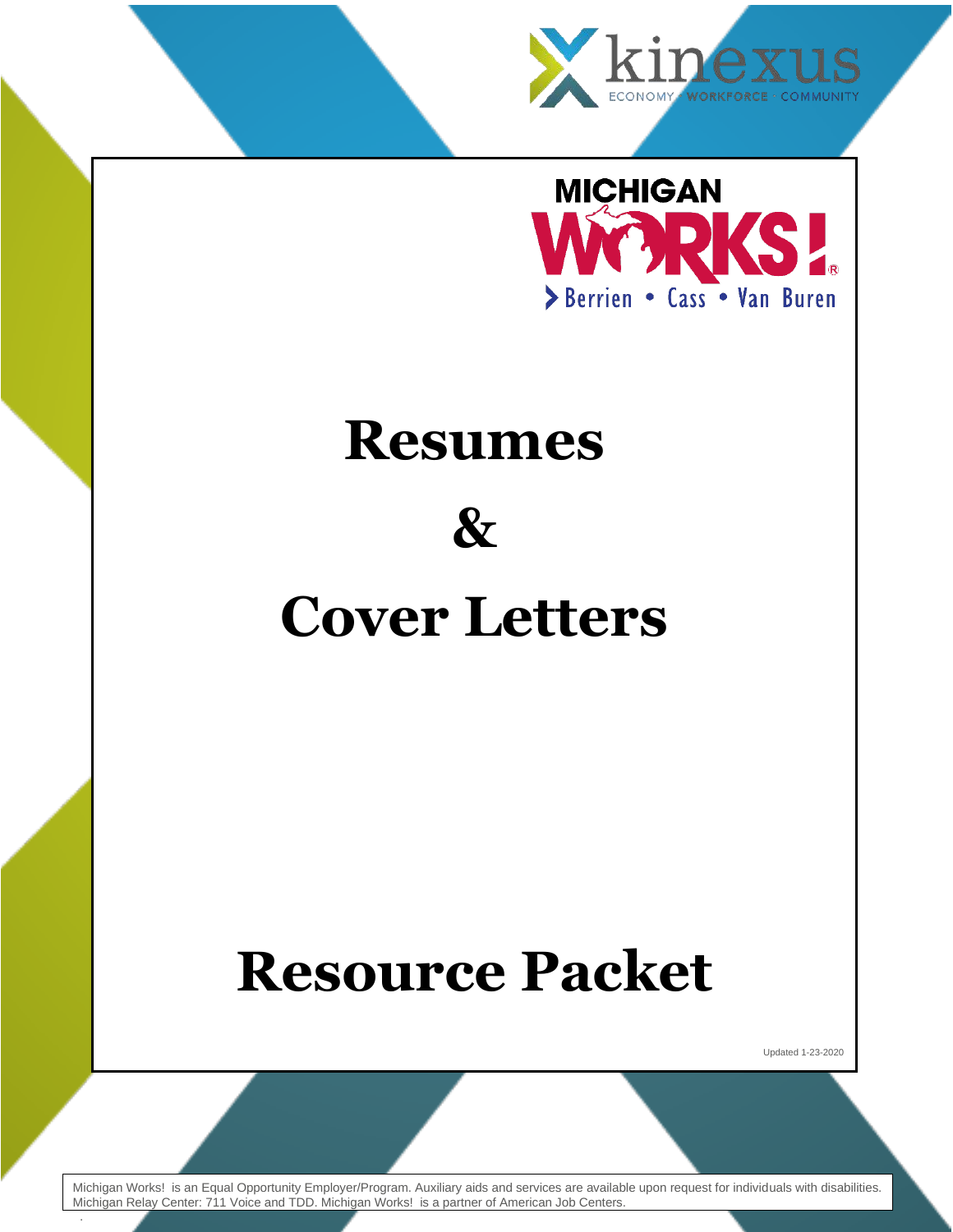kinexus

ECONOMY · WORKFORCE · COMMUNITY

MICHIGAN WORKS!®

Berrien • Cass • Van Buren

# Resumes

# &

# Cover Letters

# Resource Packet

Updated 1-23-2020

Michigan Works! is an Equal Opportunity Employer/Program. Auxiliary aids and services are available upon request for individuals with disabilities. Michigan Relay Center: 711 Voice and TDD. Michigan Works! is a partner of American Job Centers.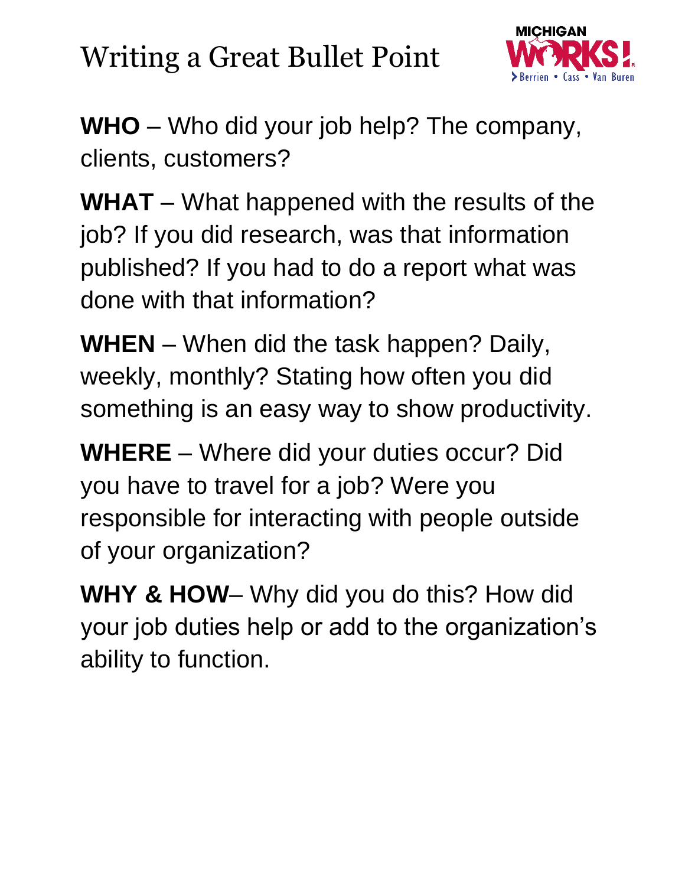# Writing a Great Bullet Point

**WHO** – Who did your job help? The company, clients, customers?

**WHAT** – What happened with the results of the job? If you did research, was that information published? If you had to do a report what was done with that information?

**WHEN** – When did the task happen? Daily, weekly, monthly? Stating how often you did something is an easy way to show productivity.

**WHERE** – Where did your duties occur? Did you have to travel for a job? Were you responsible for interacting with people outside of your organization?

**WHY & HOW**– Why did you do this? How did your job duties help or add to the organization's ability to function.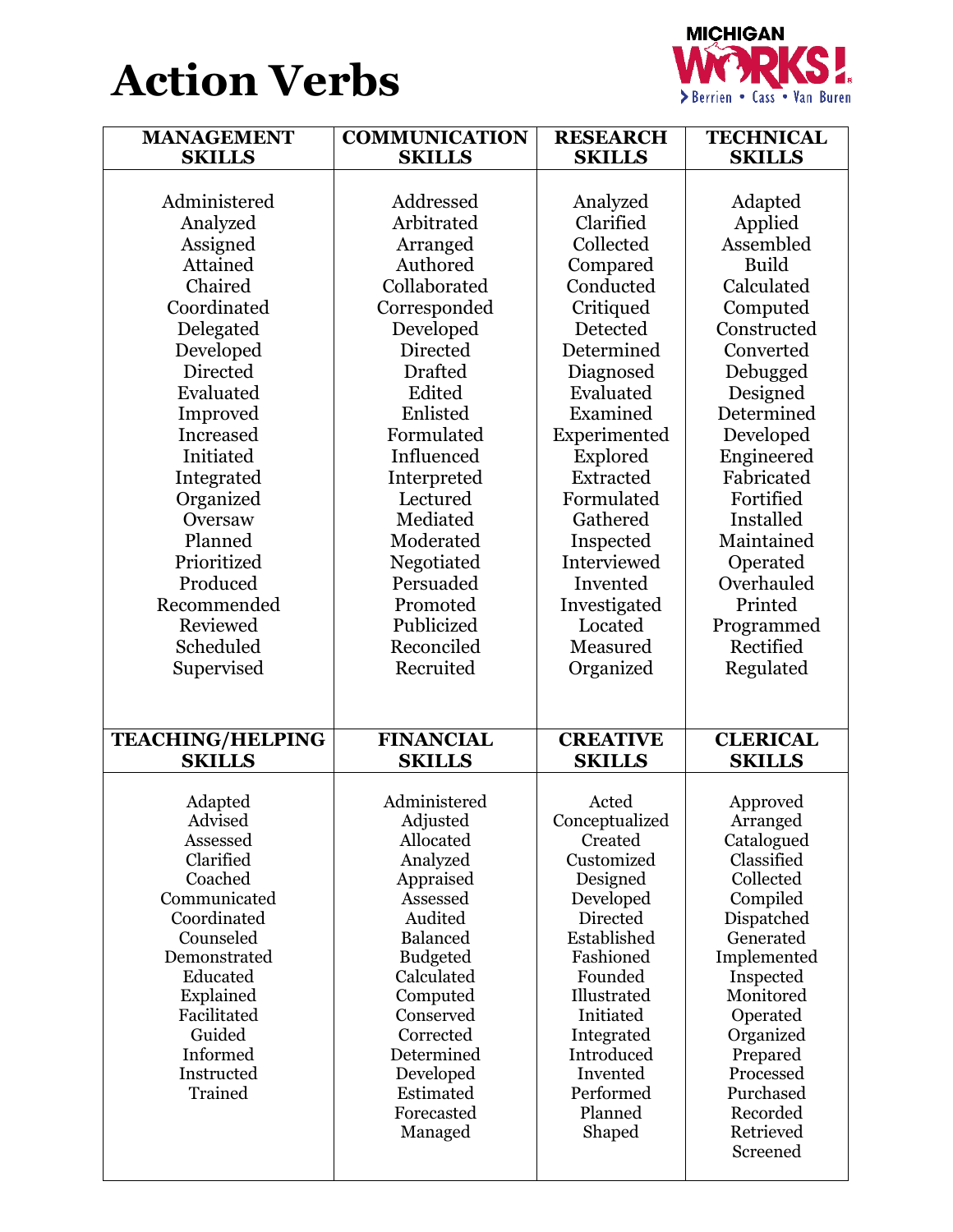# Action Verbs

| MANAGEMENT SKILLS | COMMUNICATION SKILLS | RESEARCH SKILLS | TECHNICAL SKILLS |
|---|---|---|---|
| Administered | Addressed | Analyzed | Adapted |
| Analyzed | Arbitrated | Clarified | Applied |
| Assigned | Arranged | Collected | Assembled |
| Attained | Authored | Compared | Build |
| Chaired | Collaborated | Conducted | Calculated |
| Coordinated | Corresponded | Critiqued | Computed |
| Delegated | Developed | Detected | Constructed |
| Developed | Directed | Determined | Converted |
| Directed | Drafted | Diagnosed | Debugged |
| Evaluated | Edited | Evaluated | Designed |
| Improved | Enlisted | Examined | Determined |
| Increased | Formulated | Experimented | Developed |
| Initiated | Influenced | Explored | Engineered |
| Integrated | Interpreted | Extracted | Fabricated |
| Organized | Lectured | Formulated | Fortified |
| Oversaw | Mediated | Gathered | Installed |
| Planned | Moderated | Inspected | Maintained |
| Prioritized | Negotiated | Interviewed | Operated |
| Produced | Persuaded | Invented | Overhauled |
| Recommended | Promoted | Investigated | Printed |
| Reviewed | Publicized | Located | Programmed |
| Scheduled | Reconciled | Measured | Rectified |
| Supervised | Recruited | Organized | Regulated |

| TEACHING/HELPING SKILLS | FINANCIAL SKILLS | CREATIVE SKILLS | CLERICAL SKILLS |
|---|---|---|---|
| Adapted | Administered | Acted | Approved |
| Advised | Adjusted | Conceptualized | Arranged |
| Assessed | Allocated | Created | Catalogued |
| Clarified | Analyzed | Customized | Classified |
| Coached | Appraised | Designed | Collected |
| Communicated | Assessed | Developed | Compiled |
| Coordinated | Audited | Directed | Dispatched |
| Counseled | Balanced | Established | Generated |
| Demonstrated | Budgeted | Fashioned | Implemented |
| Educated | Calculated | Founded | Inspected |
| Explained | Computed | Illustrated | Monitored |
| Facilitated | Conserved | Initiated | Operated |
| Guided | Corrected | Integrated | Organized |
| Informed | Determined | Introduced | Prepared |
| Instructed | Developed | Invented | Processed |
| Trained | Estimated | Performed | Purchased |
| | Forecasted | Planned | Recorded |
| | Managed | Shaped | Retrieved |
| | | | Screened |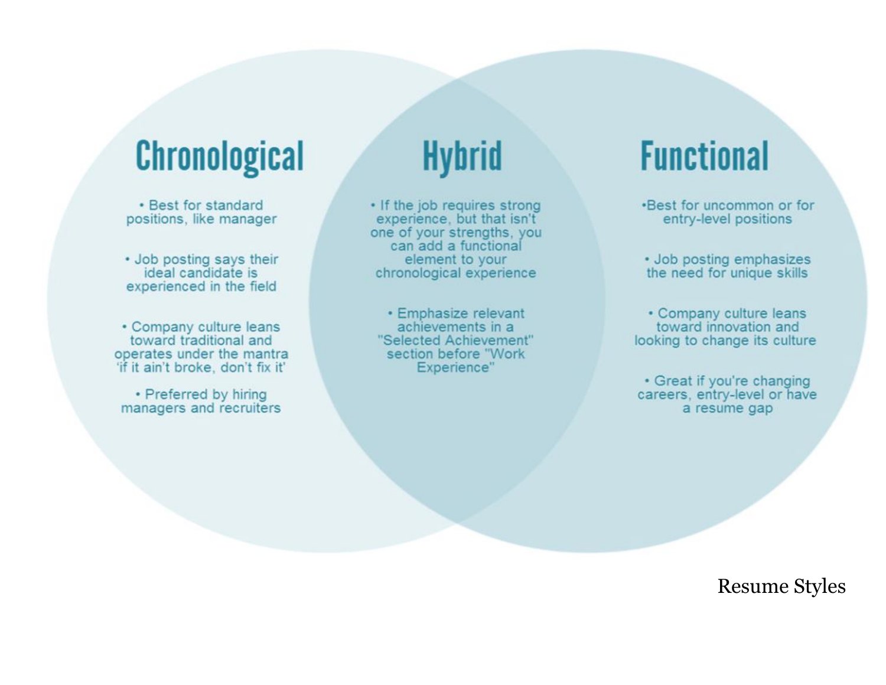## Chronological

- Best for standard positions, like manager
- Job posting says their ideal candidate is experienced in the field
- Company culture leans toward traditional and operates under the mantra 'if it ain't broke, don't fix it'
- Preferred by hiring managers and recruiters

## Hybrid

- If the job requires strong experience, but that isn't one of your strengths, you can add a functional element to your chronological experience
- Emphasize relevant achievements in a "Selected Achievement" section before "Work Experience"

## Functional

- Best for uncommon or for entry-level positions
- Job posting emphasizes the need for unique skills
- Company culture leans toward innovation and looking to change its culture
- Great if you're changing careers, entry-level or have a resume gap

Resume Styles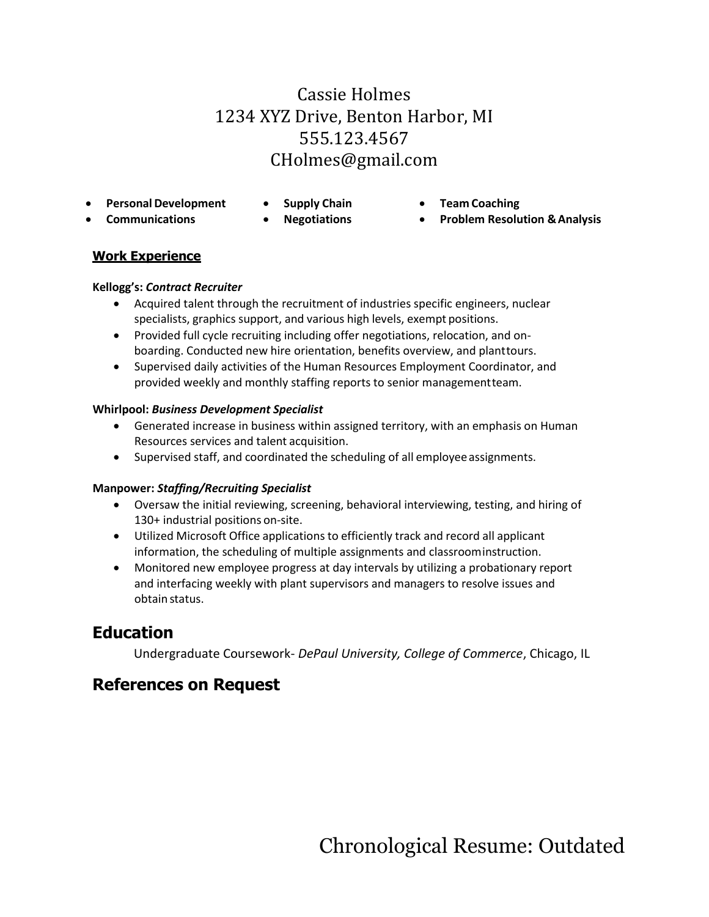Cassie Holmes
1234 XYZ Drive, Benton Harbor, MI
555.123.4567
CHolmes@gmail.com

- **Personal Development**
- **Communications**
- **Supply Chain**
- **Negotiations**
- **Team Coaching**
- **Problem Resolution & Analysis**

## Work Experience

**Kellogg's:** ***Contract Recruiter***

- Acquired talent through the recruitment of industries specific engineers, nuclear specialists, graphics support, and various high levels, exempt positions.
- Provided full cycle recruiting including offer negotiations, relocation, and on-boarding. Conducted new hire orientation, benefits overview, and plant tours.
- Supervised daily activities of the Human Resources Employment Coordinator, and provided weekly and monthly staffing reports to senior management team.

**Whirlpool:** ***Business Development Specialist***

- Generated increase in business within assigned territory, with an emphasis on Human Resources services and talent acquisition.
- Supervised staff, and coordinated the scheduling of all employee assignments.

**Manpower:** ***Staffing/Recruiting Specialist***

- Oversaw the initial reviewing, screening, behavioral interviewing, testing, and hiring of 130+ industrial positions on-site.
- Utilized Microsoft Office applications to efficiently track and record all applicant information, the scheduling of multiple assignments and classroom instruction.
- Monitored new employee progress at day intervals by utilizing a probationary report and interfacing weekly with plant supervisors and managers to resolve issues and obtain status.

## Education

Undergraduate Coursework- *DePaul University, College of Commerce*, Chicago, IL

## References on Request

Chronological Resume: Outdated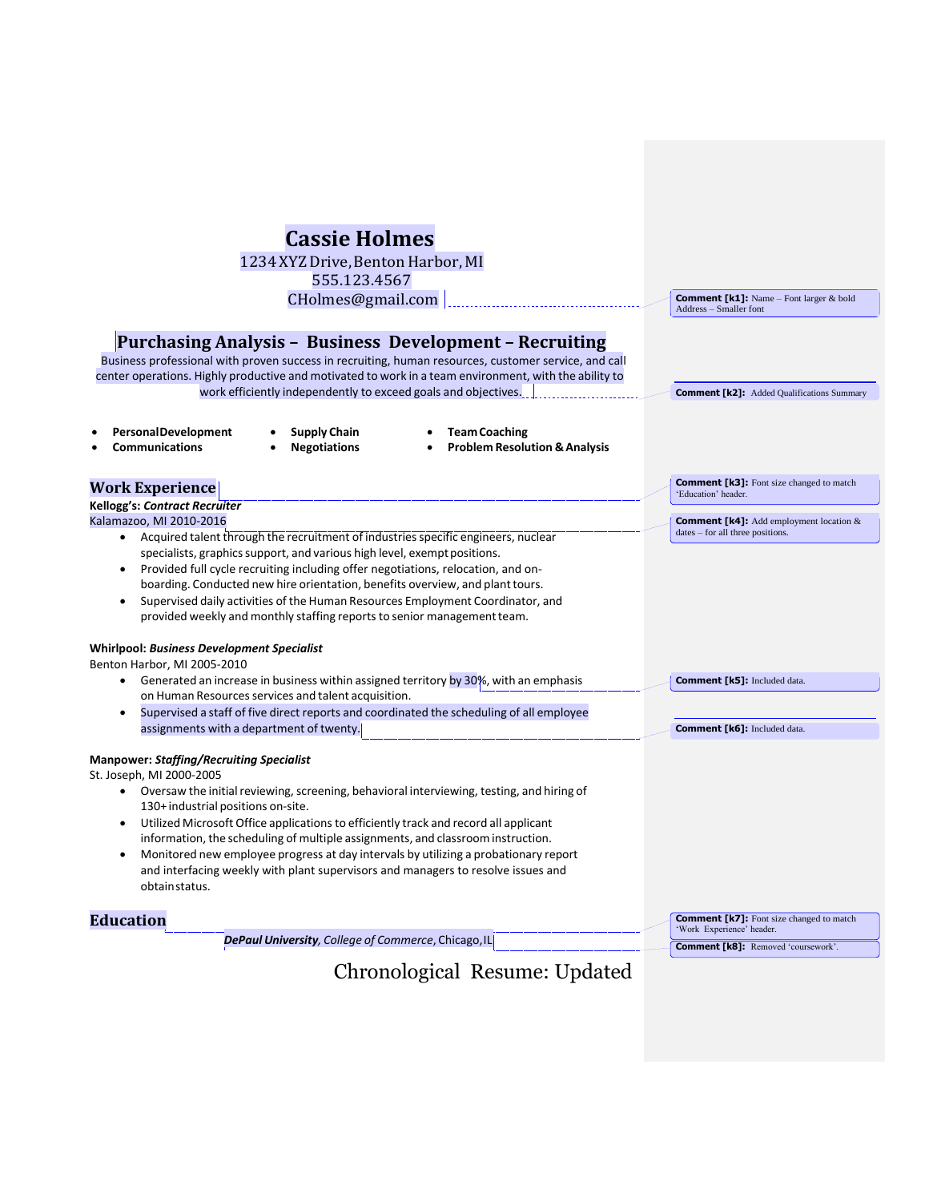# Cassie Holmes

1234 XYZ Drive, Benton Harbor, MI
555.123.4567
CHolmes@gmail.com

> **Comment [k1]:** Name – Font larger & bold Address – Smaller font

## Purchasing Analysis – Business Development – Recruiting

Business professional with proven success in recruiting, human resources, customer service, and call center operations. Highly productive and motivated to work in a team environment, with the ability to work efficiently independently to exceed goals and objectives.

> **Comment [k2]:** Added Qualifications Summary

- **Personal Development**
- **Communications**
- **Supply Chain**
- **Negotiations**
- **Team Coaching**
- **Problem Resolution & Analysis**

## Work Experience

> **Comment [k3]:** Font size changed to match 'Education' header.

**Kellogg's:** ***Contract Recruiter***
Kalamazoo, MI 2010-2016

> **Comment [k4]:** Add employment location & dates – for all three positions.

- Acquired talent through the recruitment of industries specific engineers, nuclear specialists, graphics support, and various high level, exempt positions.
- Provided full cycle recruiting including offer negotiations, relocation, and on-boarding. Conducted new hire orientation, benefits overview, and plant tours.
- Supervised daily activities of the Human Resources Employment Coordinator, and provided weekly and monthly staffing reports to senior management team.

**Whirlpool:** ***Business Development Specialist***
Benton Harbor, MI 2005-2010

- Generated an increase in business within assigned territory by 30%, with an emphasis on Human Resources services and talent acquisition.
- Supervised a staff of five direct reports and coordinated the scheduling of all employee assignments with a department of twenty.

> **Comment [k5]:** Included data.

> **Comment [k6]:** Included data.

**Manpower:** ***Staffing/Recruiting Specialist***
St. Joseph, MI 2000-2005

- Oversaw the initial reviewing, screening, behavioral interviewing, testing, and hiring of 130+ industrial positions on-site.
- Utilized Microsoft Office applications to efficiently track and record all applicant information, the scheduling of multiple assignments, and classroom instruction.
- Monitored new employee progress at day intervals by utilizing a probationary report and interfacing weekly with plant supervisors and managers to resolve issues and obtain status.

## Education

***DePaul University**, College of Commerce*, Chicago, IL

> **Comment [k7]:** Font size changed to match 'Work Experience' header.

> **Comment [k8]:** Removed 'coursework'.

Chronological Resume: Updated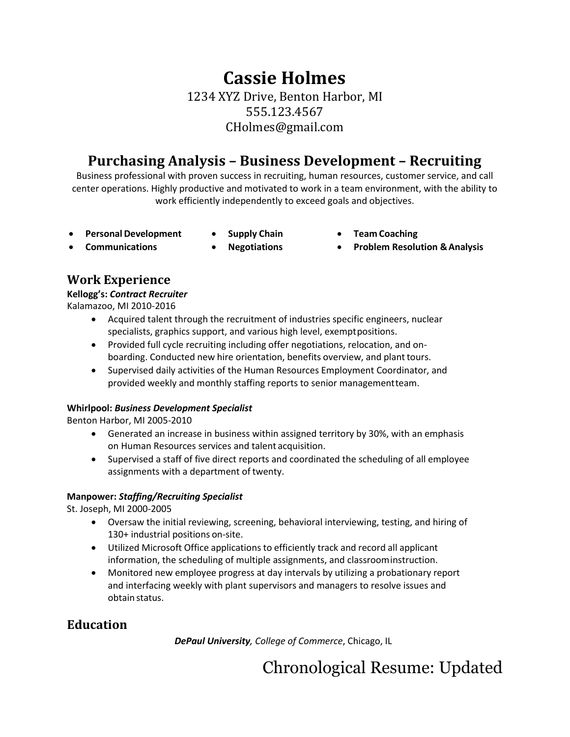# Cassie Holmes

1234 XYZ Drive, Benton Harbor, MI
555.123.4567
CHolmes@gmail.com

## Purchasing Analysis – Business Development – Recruiting

Business professional with proven success in recruiting, human resources, customer service, and call center operations. Highly productive and motivated to work in a team environment, with the ability to work efficiently independently to exceed goals and objectives.

- **Personal Development**
- **Communications**
- **Supply Chain**
- **Negotiations**
- **Team Coaching**
- **Problem Resolution & Analysis**

## Work Experience

**Kellogg's: *Contract Recruiter***
Kalamazoo, MI 2010-2016

- Acquired talent through the recruitment of industries specific engineers, nuclear specialists, graphics support, and various high level, exempt positions.
- Provided full cycle recruiting including offer negotiations, relocation, and on-boarding. Conducted new hire orientation, benefits overview, and plant tours.
- Supervised daily activities of the Human Resources Employment Coordinator, and provided weekly and monthly staffing reports to senior management team.

**Whirlpool: *Business Development Specialist***
Benton Harbor, MI 2005-2010

- Generated an increase in business within assigned territory by 30%, with an emphasis on Human Resources services and talent acquisition.
- Supervised a staff of five direct reports and coordinated the scheduling of all employee assignments with a department of twenty.

**Manpower: *Staffing/Recruiting Specialist***
St. Joseph, MI 2000-2005

- Oversaw the initial reviewing, screening, behavioral interviewing, testing, and hiring of 130+ industrial positions on-site.
- Utilized Microsoft Office applications to efficiently track and record all applicant information, the scheduling of multiple assignments, and classroom instruction.
- Monitored new employee progress at day intervals by utilizing a probationary report and interfacing weekly with plant supervisors and managers to resolve issues and obtain status.

## Education

***DePaul University**, College of Commerce*, Chicago, IL

Chronological Resume: Updated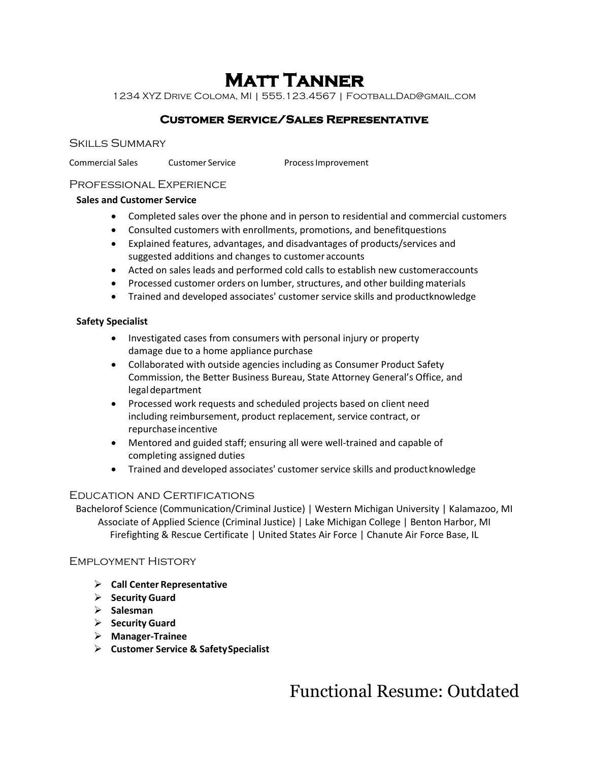# Matt Tanner

1234 XYZ Drive Coloma, MI | 555.123.4567 | FootballDad@gmail.com

## Customer Service/Sales Representative

### Skills Summary

Commercial Sales  Customer Service  Process Improvement

### Professional Experience

**Sales and Customer Service**

- Completed sales over the phone and in person to residential and commercial customers
- Consulted customers with enrollments, promotions, and benefitquestions
- Explained features, advantages, and disadvantages of products/services and suggested additions and changes to customer accounts
- Acted on sales leads and performed cold calls to establish new customeraccounts
- Processed customer orders on lumber, structures, and other building materials
- Trained and developed associates' customer service skills and productknowledge

**Safety Specialist**

- Investigated cases from consumers with personal injury or property damage due to a home appliance purchase
- Collaborated with outside agencies including as Consumer Product Safety Commission, the Better Business Bureau, State Attorney General's Office, and legal department
- Processed work requests and scheduled projects based on client need including reimbursement, product replacement, service contract, or repurchase incentive
- Mentored and guided staff; ensuring all were well-trained and capable of completing assigned duties
- Trained and developed associates' customer service skills and product knowledge

### Education and Certifications

Bachelorof Science (Communication/Criminal Justice) | Western Michigan University | Kalamazoo, MI
Associate of Applied Science (Criminal Justice) | Lake Michigan College | Benton Harbor, MI
Firefighting & Rescue Certificate | United States Air Force | Chanute Air Force Base, IL

### Employment History

- **Call Center Representative**
- **Security Guard**
- **Salesman**
- **Security Guard**
- **Manager-Trainee**
- **Customer Service & SafetySpecialist**

Functional Resume: Outdated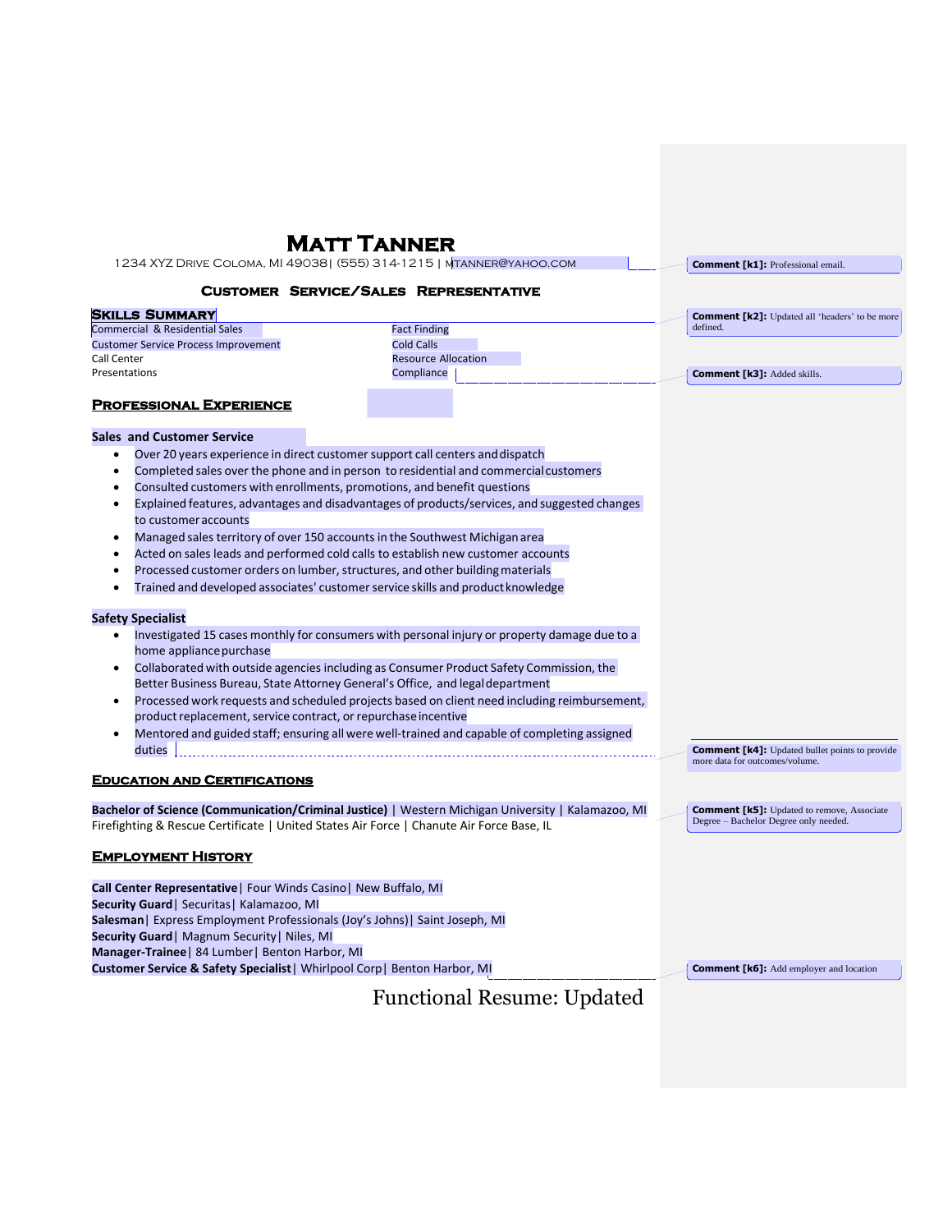# Matt Tanner

1234 XYZ Drive Coloma, MI 49038| (555) 314-1215 | mtanner@yahoo.com

### Customer Service/Sales Representative

## Skills Summary

| | |
|---|---|
| Commercial & Residential Sales | Fact Finding |
| Customer Service Process Improvement | Cold Calls |
| Call Center | Resource Allocation |
| Presentations | Compliance |

## Professional Experience

**Sales and Customer Service**

- Over 20 years experience in direct customer support call centers and dispatch
- Completed sales over the phone and in person to residential and commercial customers
- Consulted customers with enrollments, promotions, and benefit questions
- Explained features, advantages and disadvantages of products/services, and suggested changes to customer accounts
- Managed sales territory of over 150 accounts in the Southwest Michigan area
- Acted on sales leads and performed cold calls to establish new customer accounts
- Processed customer orders on lumber, structures, and other building materials
- Trained and developed associates' customer service skills and product knowledge

**Safety Specialist**

- Investigated 15 cases monthly for consumers with personal injury or property damage due to a home appliance purchase
- Collaborated with outside agencies including as Consumer Product Safety Commission, the Better Business Bureau, State Attorney General's Office, and legal department
- Processed work requests and scheduled projects based on client need including reimbursement, product replacement, service contract, or repurchase incentive
- Mentored and guided staff; ensuring all were well-trained and capable of completing assigned duties

## Education and Certifications

**Bachelor of Science (Communication/Criminal Justice)** | Western Michigan University | Kalamazoo, MI
Firefighting & Rescue Certificate | United States Air Force | Chanute Air Force Base, IL

## Employment History

**Call Center Representative**| Four Winds Casino| New Buffalo, MI
**Security Guard**| Securitas| Kalamazoo, MI
**Salesman**| Express Employment Professionals (Joy's Johns)| Saint Joseph, MI
**Security Guard**| Magnum Security| Niles, MI
**Manager-Trainee**| 84 Lumber| Benton Harbor, MI
**Customer Service & Safety Specialist**| Whirlpool Corp| Benton Harbor, MI

Functional Resume: Updated

**Comment [k1]:** Professional email.

**Comment [k2]:** Updated all 'headers' to be more defined.

**Comment [k3]:** Added skills.

**Comment [k4]:** Updated bullet points to provide more data for outcomes/volume.

**Comment [k5]:** Updated to remove, Associate Degree – Bachelor Degree only needed.

**Comment [k6]:** Add employer and location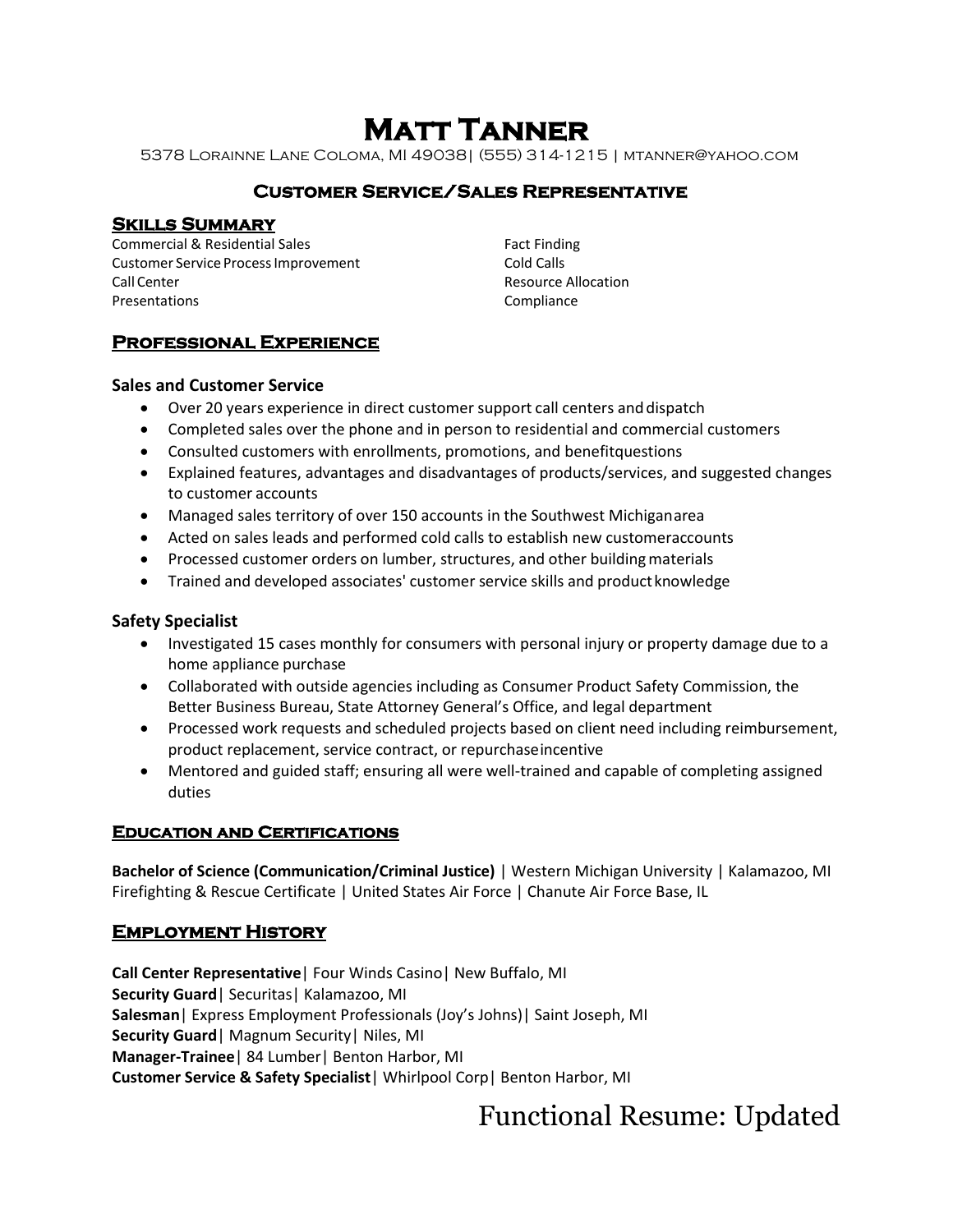# Matt Tanner

5378 Lorainne Lane Coloma, MI 49038| (555) 314-1215 | mtanner@yahoo.com

## Customer Service/Sales Representative

### Skills Summary

- Commercial & Residential Sales
- Customer Service Process Improvement
- Call Center
- Presentations
- Fact Finding
- Cold Calls
- Resource Allocation
- Compliance

### Professional Experience

**Sales and Customer Service**

- Over 20 years experience in direct customer support call centers and dispatch
- Completed sales over the phone and in person to residential and commercial customers
- Consulted customers with enrollments, promotions, and benefit questions
- Explained features, advantages and disadvantages of products/services, and suggested changes to customer accounts
- Managed sales territory of over 150 accounts in the Southwest Michigan area
- Acted on sales leads and performed cold calls to establish new customer accounts
- Processed customer orders on lumber, structures, and other building materials
- Trained and developed associates' customer service skills and product knowledge

**Safety Specialist**

- Investigated 15 cases monthly for consumers with personal injury or property damage due to a home appliance purchase
- Collaborated with outside agencies including as Consumer Product Safety Commission, the Better Business Bureau, State Attorney General's Office, and legal department
- Processed work requests and scheduled projects based on client need including reimbursement, product replacement, service contract, or repurchase incentive
- Mentored and guided staff; ensuring all were well-trained and capable of completing assigned duties

### Education and Certifications

**Bachelor of Science (Communication/Criminal Justice)** | Western Michigan University | Kalamazoo, MI
Firefighting & Rescue Certificate | United States Air Force | Chanute Air Force Base, IL

### Employment History

**Call Center Representative**| Four Winds Casino| New Buffalo, MI
**Security Guard**| Securitas| Kalamazoo, MI
**Salesman**| Express Employment Professionals (Joy's Johns)| Saint Joseph, MI
**Security Guard**| Magnum Security| Niles, MI
**Manager-Trainee**| 84 Lumber| Benton Harbor, MI
**Customer Service & Safety Specialist**| Whirlpool Corp| Benton Harbor, MI

Functional Resume: Updated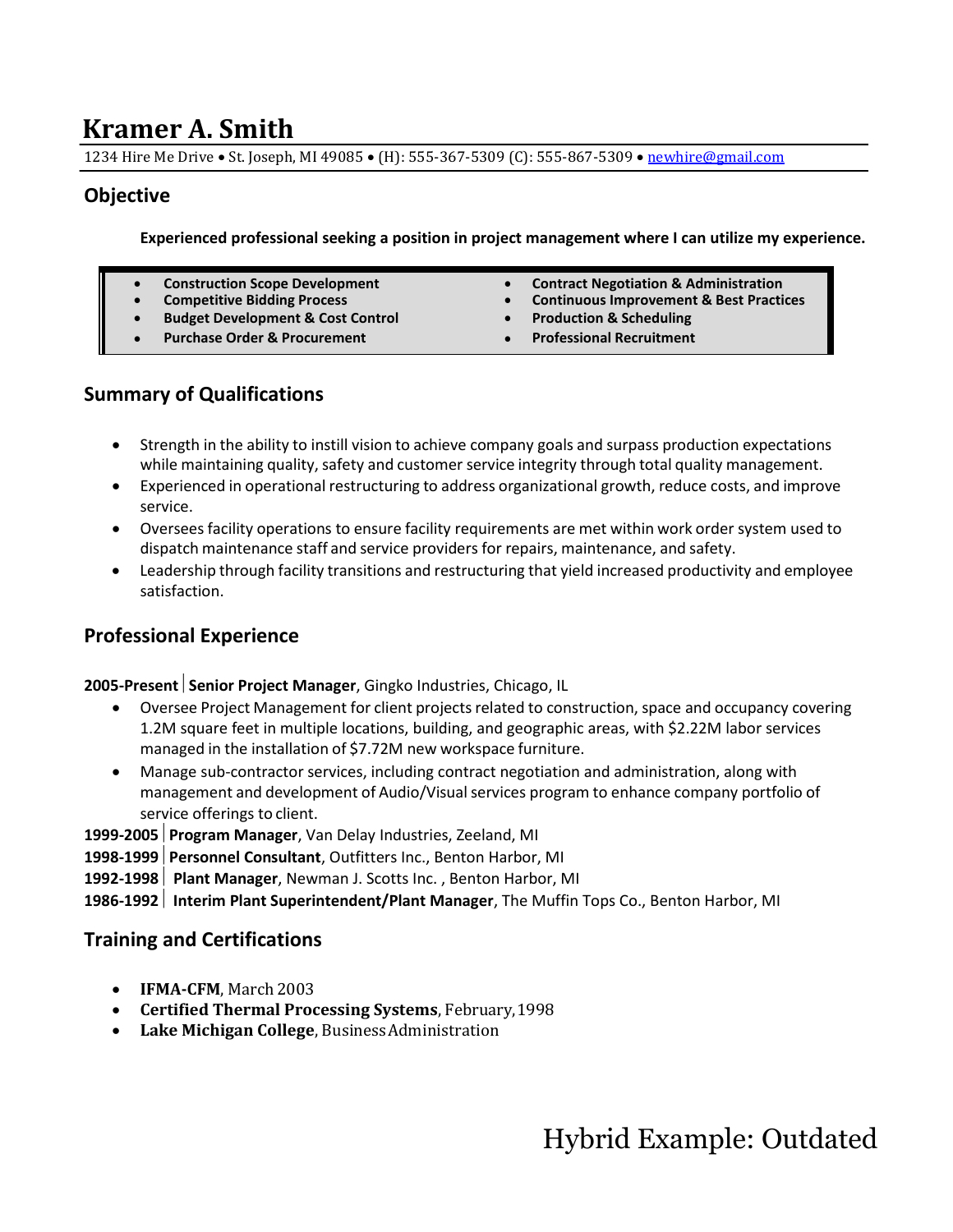# Kramer A. Smith

1234 Hire Me Drive • St. Joseph, MI 49085 • (H): 555-367-5309 (C): 555-867-5309 • newhire@gmail.com

## Objective

**Experienced professional seeking a position in project management where I can utilize my experience.**

- **Construction Scope Development**
- **Competitive Bidding Process**
- **Budget Development & Cost Control**
- **Purchase Order & Procurement**
- **Contract Negotiation & Administration**
- **Continuous Improvement & Best Practices**
- **Production & Scheduling**
- **Professional Recruitment**

## Summary of Qualifications

- Strength in the ability to instill vision to achieve company goals and surpass production expectations while maintaining quality, safety and customer service integrity through total quality management.
- Experienced in operational restructuring to address organizational growth, reduce costs, and improve service.
- Oversees facility operations to ensure facility requirements are met within work order system used to dispatch maintenance staff and service providers for repairs, maintenance, and safety.
- Leadership through facility transitions and restructuring that yield increased productivity and employee satisfaction.

## Professional Experience

**2005-Present** | **Senior Project Manager**, Gingko Industries, Chicago, IL

- Oversee Project Management for client projects related to construction, space and occupancy covering 1.2M square feet in multiple locations, building, and geographic areas, with $2.22M labor services managed in the installation of $7.72M new workspace furniture.
- Manage sub-contractor services, including contract negotiation and administration, along with management and development of Audio/Visual services program to enhance company portfolio of service offerings to client.

**1999-2005** | **Program Manager**, Van Delay Industries, Zeeland, MI

**1998-1999** | **Personnel Consultant**, Outfitters Inc., Benton Harbor, MI

**1992-1998** | **Plant Manager**, Newman J. Scotts Inc. , Benton Harbor, MI

**1986-1992** | **Interim Plant Superintendent/Plant Manager**, The Muffin Tops Co., Benton Harbor, MI

## Training and Certifications

- **IFMA-CFM**, March 2003
- **Certified Thermal Processing Systems**, February, 1998
- **Lake Michigan College**, Business Administration

Hybrid Example: Outdated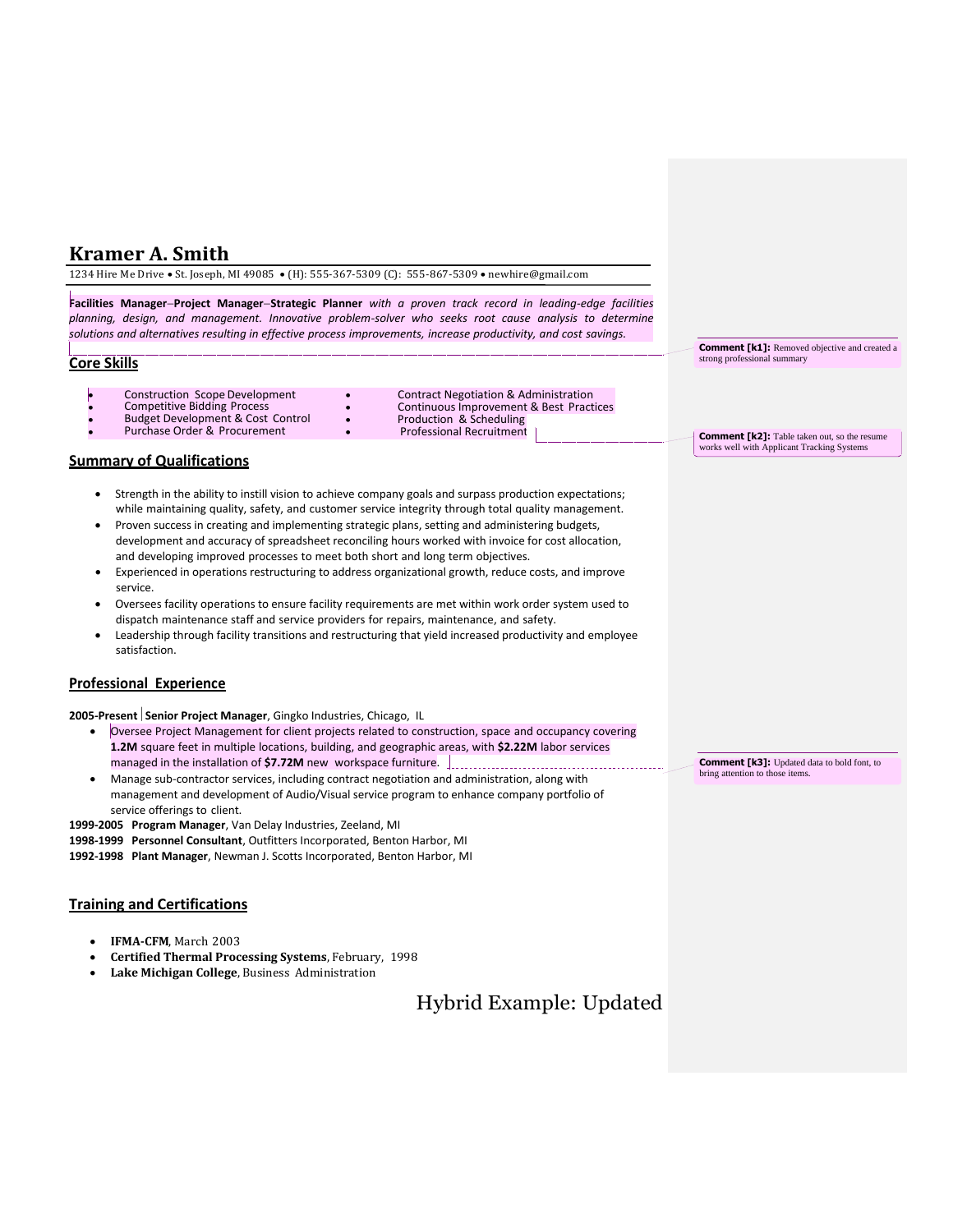# Kramer A. Smith

1234 Hire Me Drive • St. Joseph, MI 49085 • (H): 555-367-5309 (C): 555-867-5309 • newhire@gmail.com

**Facilities Manager–Project Manager–Strategic Planner** *with a proven track record in leading-edge facilities planning, design, and management. Innovative problem-solver who seeks root cause analysis to determine solutions and alternatives resulting in effective process improvements, increase productivity, and cost savings.*

**Comment [k1]:** Removed objective and created a strong professional summary

## Core Skills

- Construction Scope Development
- Competitive Bidding Process
- Budget Development & Cost Control
- Purchase Order & Procurement
- Contract Negotiation & Administration
- Continuous Improvement & Best Practices
- Production & Scheduling
- Professional Recruitment

**Comment [k2]:** Table taken out, so the resume works well with Applicant Tracking Systems

## Summary of Qualifications

- Strength in the ability to instill vision to achieve company goals and surpass production expectations; while maintaining quality, safety, and customer service integrity through total quality management.
- Proven success in creating and implementing strategic plans, setting and administering budgets, development and accuracy of spreadsheet reconciling hours worked with invoice for cost allocation, and developing improved processes to meet both short and long term objectives.
- Experienced in operations restructuring to address organizational growth, reduce costs, and improve service.
- Oversees facility operations to ensure facility requirements are met within work order system used to dispatch maintenance staff and service providers for repairs, maintenance, and safety.
- Leadership through facility transitions and restructuring that yield increased productivity and employee satisfaction.

## Professional Experience

**2005-Present** **Senior Project Manager**, Gingko Industries, Chicago, IL

- Oversee Project Management for client projects related to construction, space and occupancy covering **1.2M** square feet in multiple locations, building, and geographic areas, with **$2.22M** labor services managed in the installation of **$7.72M** new workspace furniture.
- Manage sub-contractor services, including contract negotiation and administration, along with management and development of Audio/Visual service program to enhance company portfolio of service offerings to client.

**Comment [k3]:** Updated data to bold font, to bring attention to those items.

**1999-2005** **Program Manager**, Van Delay Industries, Zeeland, MI

**1998-1999** **Personnel Consultant**, Outfitters Incorporated, Benton Harbor, MI

**1992-1998** **Plant Manager**, Newman J. Scotts Incorporated, Benton Harbor, MI

## Training and Certifications

- **IFMA-CFM**, March 2003
- **Certified Thermal Processing Systems**, February, 1998
- **Lake Michigan College**, Business Administration

Hybrid Example: Updated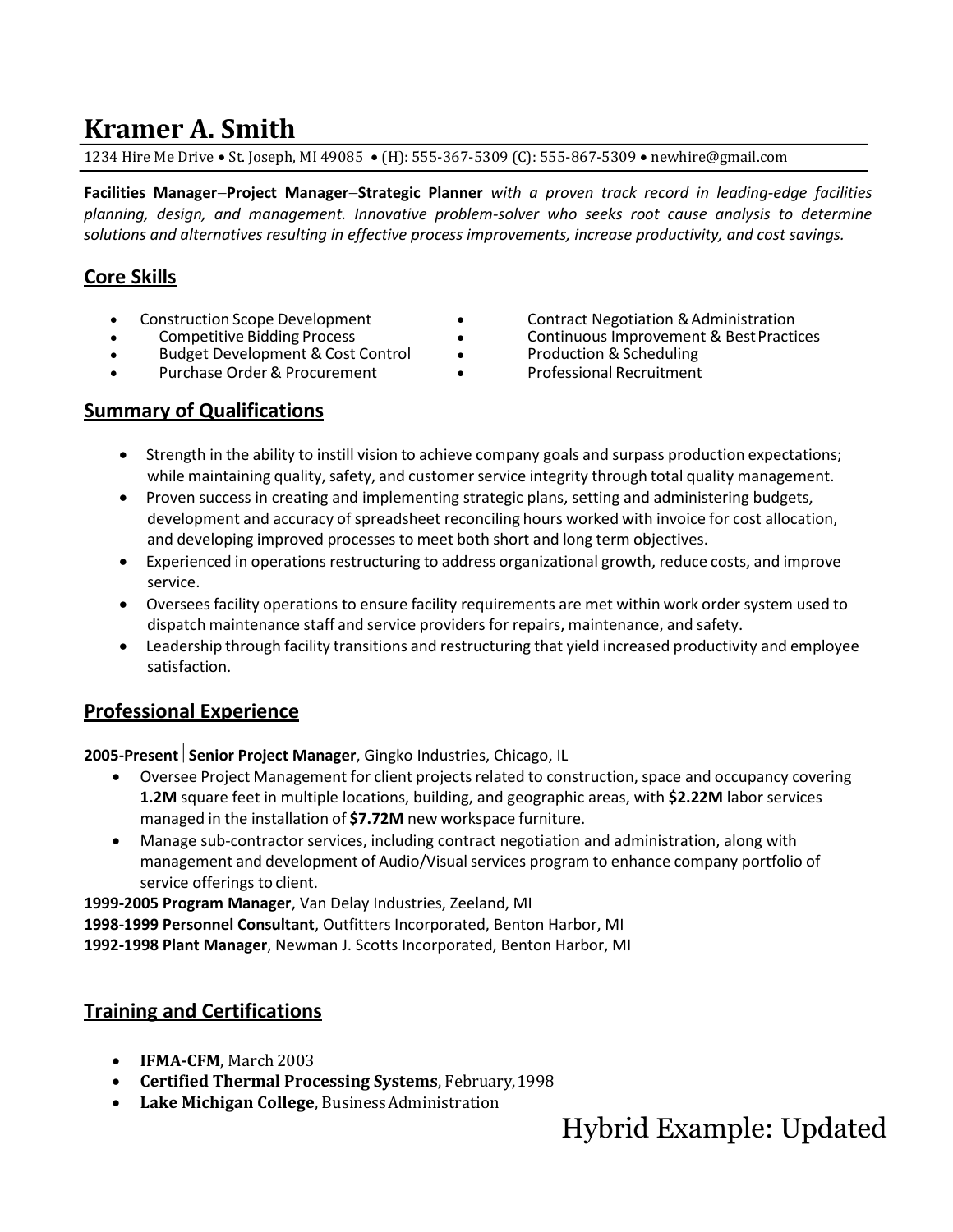# Kramer A. Smith

1234 Hire Me Drive • St. Joseph, MI 49085 • (H): 555-367-5309 (C): 555-867-5309 • newhire@gmail.com

**Facilities Manager**–**Project Manager**–**Strategic Planner** *with a proven track record in leading-edge facilities planning, design, and management. Innovative problem-solver who seeks root cause analysis to determine solutions and alternatives resulting in effective process improvements, increase productivity, and cost savings.*

## Core Skills

- Construction Scope Development
- Competitive Bidding Process
- Budget Development & Cost Control
- Purchase Order & Procurement
- Contract Negotiation & Administration
- Continuous Improvement & Best Practices
- Production & Scheduling
- Professional Recruitment

## Summary of Qualifications

- Strength in the ability to instill vision to achieve company goals and surpass production expectations; while maintaining quality, safety, and customer service integrity through total quality management.
- Proven success in creating and implementing strategic plans, setting and administering budgets, development and accuracy of spreadsheet reconciling hours worked with invoice for cost allocation, and developing improved processes to meet both short and long term objectives.
- Experienced in operations restructuring to address organizational growth, reduce costs, and improve service.
- Oversees facility operations to ensure facility requirements are met within work order system used to dispatch maintenance staff and service providers for repairs, maintenance, and safety.
- Leadership through facility transitions and restructuring that yield increased productivity and employee satisfaction.

## Professional Experience

**2005-Present** | **Senior Project Manager**, Gingko Industries, Chicago, IL

- Oversee Project Management for client projects related to construction, space and occupancy covering **1.2M** square feet in multiple locations, building, and geographic areas, with **$2.22M** labor services managed in the installation of **$7.72M** new workspace furniture.
- Manage sub-contractor services, including contract negotiation and administration, along with management and development of Audio/Visual services program to enhance company portfolio of service offerings to client.

**1999-2005 Program Manager**, Van Delay Industries, Zeeland, MI
**1998-1999 Personnel Consultant**, Outfitters Incorporated, Benton Harbor, MI
**1992-1998 Plant Manager**, Newman J. Scotts Incorporated, Benton Harbor, MI

## Training and Certifications

- **IFMA-CFM**, March 2003
- **Certified Thermal Processing Systems**, February, 1998
- **Lake Michigan College**, Business Administration

Hybrid Example: Updated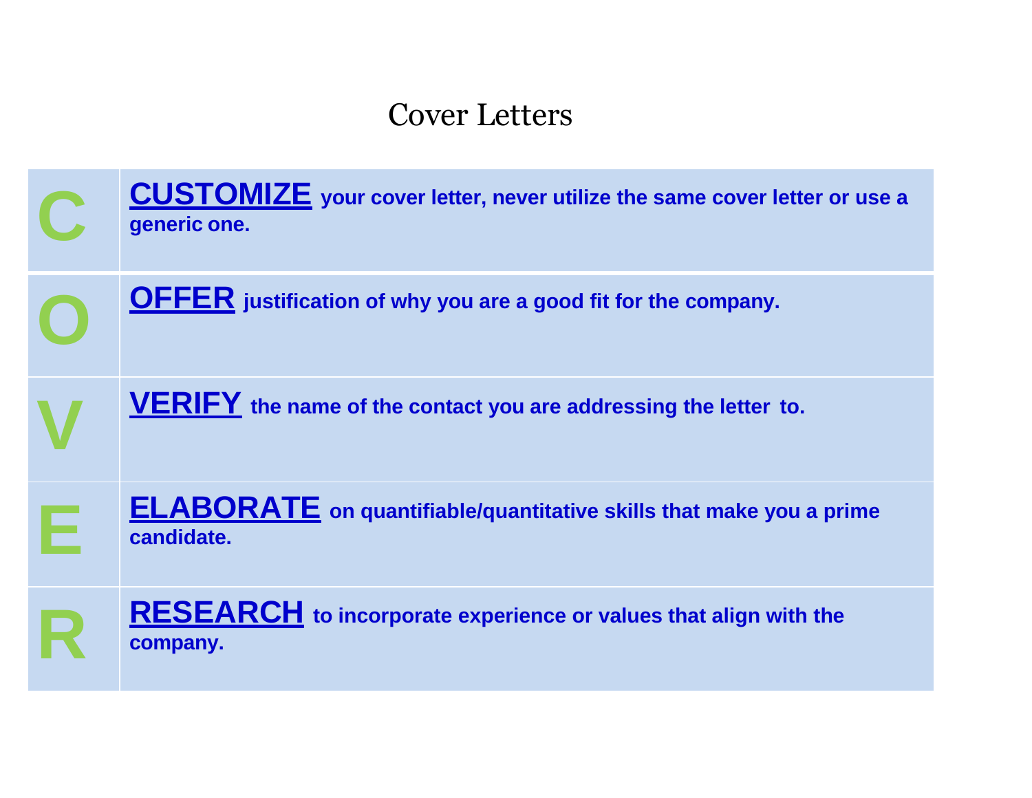# Cover Letters

| | |
|---|---|
| **C** | **CUSTOMIZE** your cover letter, never utilize the same cover letter or use a generic one. |
| **O** | **OFFER** justification of why you are a good fit for the company. |
| **V** | **VERIFY** the name of the contact you are addressing the letter to. |
| **E** | **ELABORATE** on quantifiable/quantitative skills that make you a prime candidate. |
| **R** | **RESEARCH** to incorporate experience or values that align with the company. |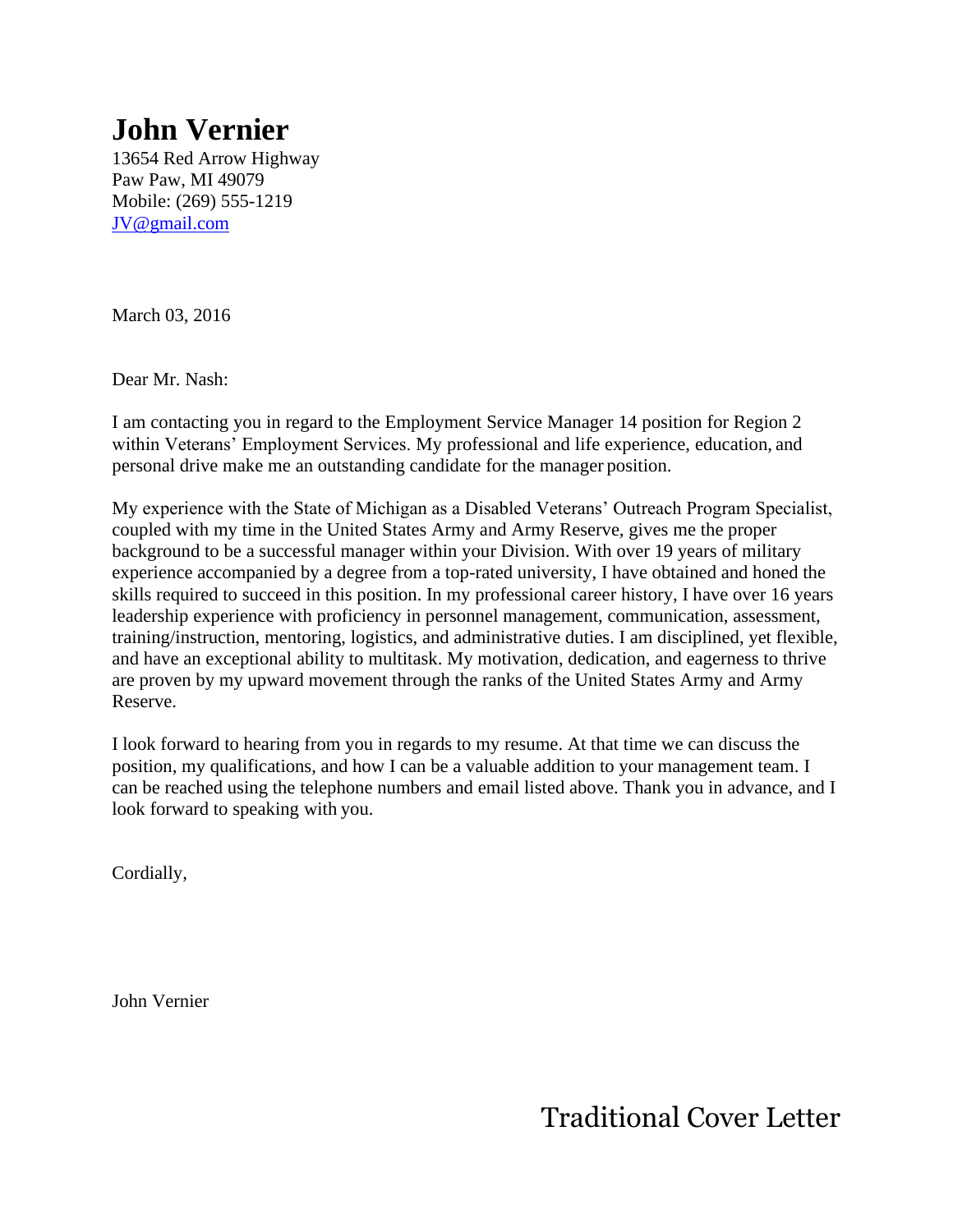# John Vernier

13654 Red Arrow Highway
Paw Paw, MI 49079
Mobile: (269) 555-1219
JV@gmail.com

March 03, 2016

Dear Mr. Nash:

I am contacting you in regard to the Employment Service Manager 14 position for Region 2 within Veterans' Employment Services. My professional and life experience, education, and personal drive make me an outstanding candidate for the manager position.

My experience with the State of Michigan as a Disabled Veterans' Outreach Program Specialist, coupled with my time in the United States Army and Army Reserve, gives me the proper background to be a successful manager within your Division. With over 19 years of military experience accompanied by a degree from a top-rated university, I have obtained and honed the skills required to succeed in this position. In my professional career history, I have over 16 years leadership experience with proficiency in personnel management, communication, assessment, training/instruction, mentoring, logistics, and administrative duties. I am disciplined, yet flexible, and have an exceptional ability to multitask. My motivation, dedication, and eagerness to thrive are proven by my upward movement through the ranks of the United States Army and Army Reserve.

I look forward to hearing from you in regards to my resume. At that time we can discuss the position, my qualifications, and how I can be a valuable addition to your management team. I can be reached using the telephone numbers and email listed above. Thank you in advance, and I look forward to speaking with you.

Cordially,

John Vernier

Traditional Cover Letter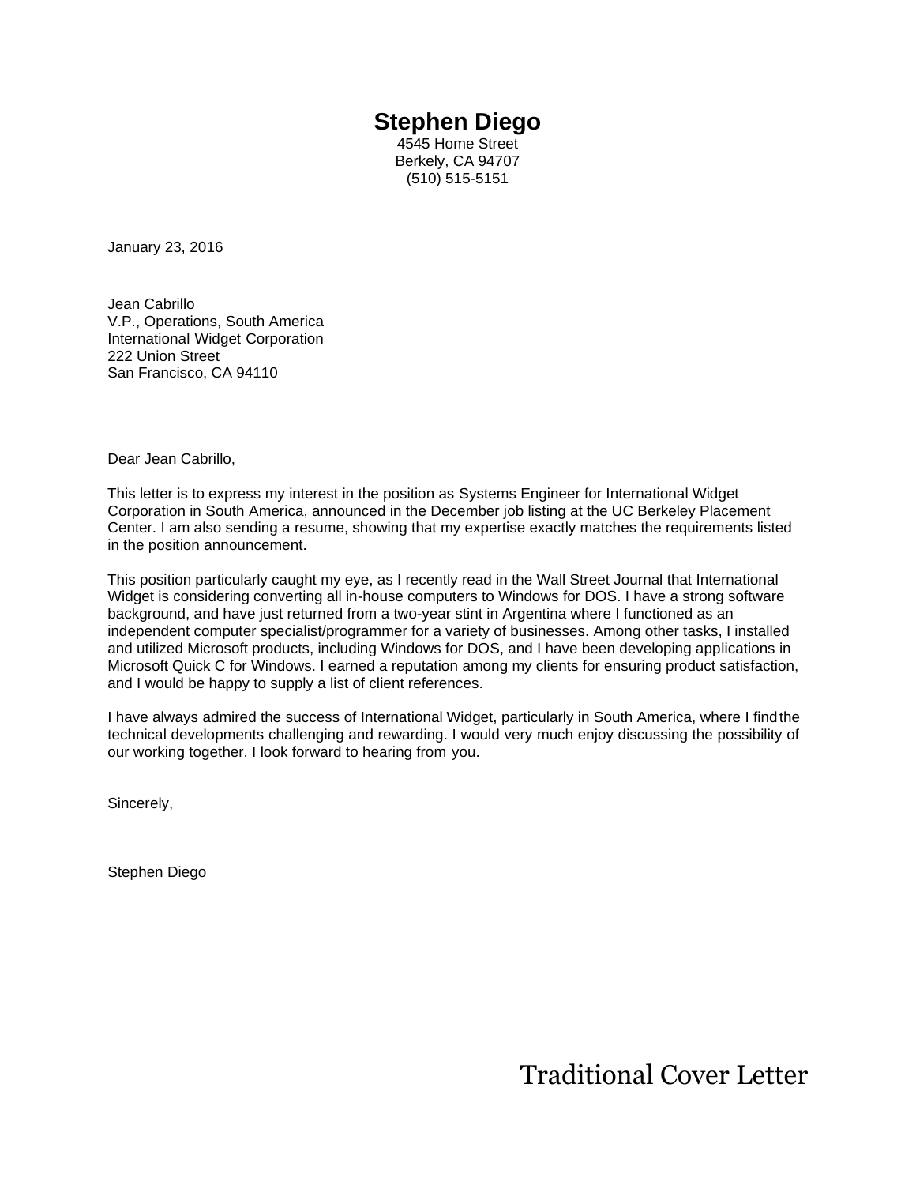# Stephen Diego

4545 Home Street
Berkely, CA 94707
(510) 515-5151

January 23, 2016

Jean Cabrillo
V.P., Operations, South America
International Widget Corporation
222 Union Street
San Francisco, CA 94110

Dear Jean Cabrillo,

This letter is to express my interest in the position as Systems Engineer for International Widget Corporation in South America, announced in the December job listing at the UC Berkeley Placement Center. I am also sending a resume, showing that my expertise exactly matches the requirements listed in the position announcement.

This position particularly caught my eye, as I recently read in the Wall Street Journal that International Widget is considering converting all in-house computers to Windows for DOS. I have a strong software background, and have just returned from a two-year stint in Argentina where I functioned as an independent computer specialist/programmer for a variety of businesses. Among other tasks, I installed and utilized Microsoft products, including Windows for DOS, and I have been developing applications in Microsoft Quick C for Windows. I earned a reputation among my clients for ensuring product satisfaction, and I would be happy to supply a list of client references.

I have always admired the success of International Widget, particularly in South America, where I find the technical developments challenging and rewarding. I would very much enjoy discussing the possibility of our working together. I look forward to hearing from you.

Sincerely,

Stephen Diego

Traditional Cover Letter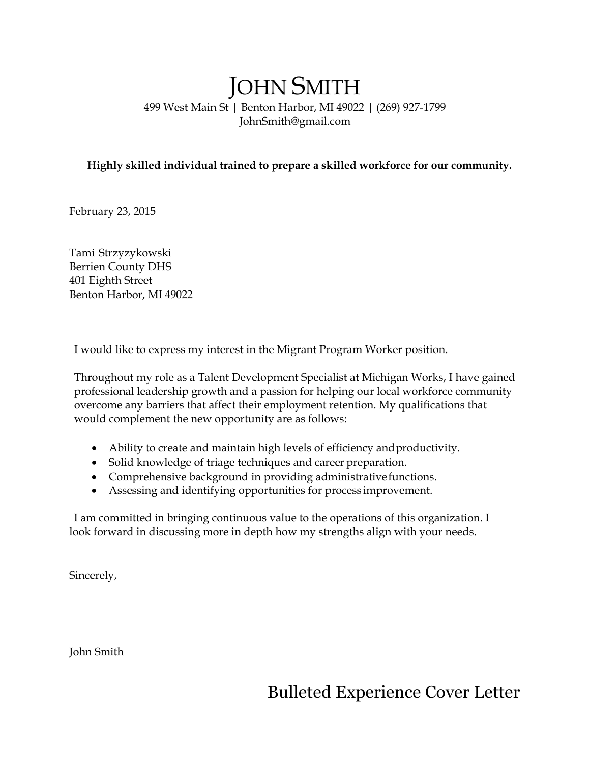# JOHN SMITH

499 West Main St | Benton Harbor, MI 49022 | (269) 927-1799
JohnSmith@gmail.com

**Highly skilled individual trained to prepare a skilled workforce for our community.**

February 23, 2015

Tami Strzyzykowski
Berrien County DHS
401 Eighth Street
Benton Harbor, MI 49022

I would like to express my interest in the Migrant Program Worker position.

Throughout my role as a Talent Development Specialist at Michigan Works, I have gained professional leadership growth and a passion for helping our local workforce community overcome any barriers that affect their employment retention. My qualifications that would complement the new opportunity are as follows:

- Ability to create and maintain high levels of efficiency and productivity.
- Solid knowledge of triage techniques and career preparation.
- Comprehensive background in providing administrative functions.
- Assessing and identifying opportunities for process improvement.

I am committed in bringing continuous value to the operations of this organization. I look forward in discussing more in depth how my strengths align with your needs.

Sincerely,

John Smith

Bulleted Experience Cover Letter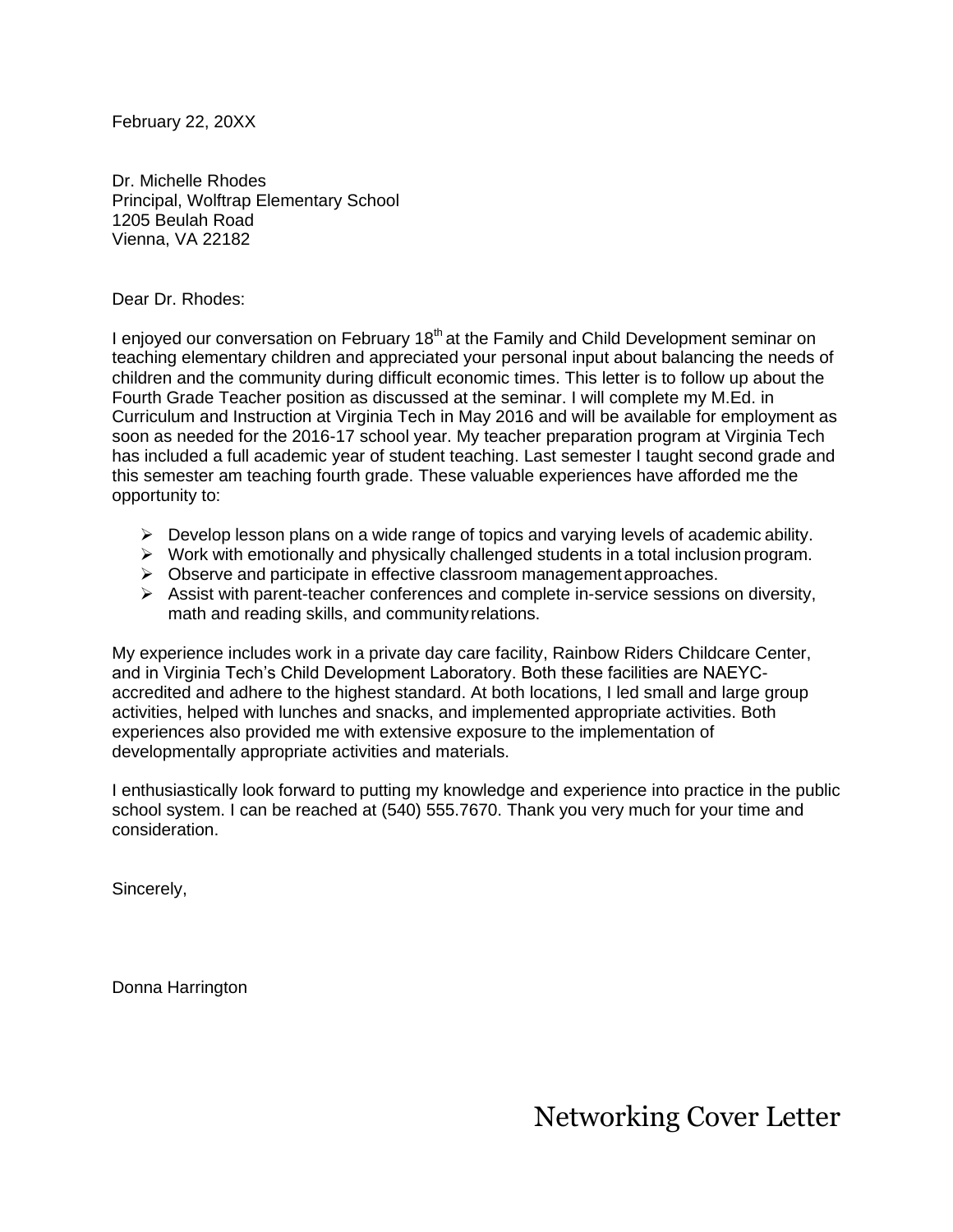February 22, 20XX

Dr. Michelle Rhodes
Principal, Wolftrap Elementary School
1205 Beulah Road
Vienna, VA 22182

Dear Dr. Rhodes:

I enjoyed our conversation on February 18th at the Family and Child Development seminar on teaching elementary children and appreciated your personal input about balancing the needs of children and the community during difficult economic times. This letter is to follow up about the Fourth Grade Teacher position as discussed at the seminar. I will complete my M.Ed. in Curriculum and Instruction at Virginia Tech in May 2016 and will be available for employment as soon as needed for the 2016-17 school year. My teacher preparation program at Virginia Tech has included a full academic year of student teaching. Last semester I taught second grade and this semester am teaching fourth grade. These valuable experiences have afforded me the opportunity to:

- Develop lesson plans on a wide range of topics and varying levels of academic ability.
- Work with emotionally and physically challenged students in a total inclusion program.
- Observe and participate in effective classroom management approaches.
- Assist with parent-teacher conferences and complete in-service sessions on diversity, math and reading skills, and community relations.

My experience includes work in a private day care facility, Rainbow Riders Childcare Center, and in Virginia Tech's Child Development Laboratory. Both these facilities are NAEYC-accredited and adhere to the highest standard. At both locations, I led small and large group activities, helped with lunches and snacks, and implemented appropriate activities. Both experiences also provided me with extensive exposure to the implementation of developmentally appropriate activities and materials.

I enthusiastically look forward to putting my knowledge and experience into practice in the public school system. I can be reached at (540) 555.7670. Thank you very much for your time and consideration.

Sincerely,

Donna Harrington

# Networking Cover Letter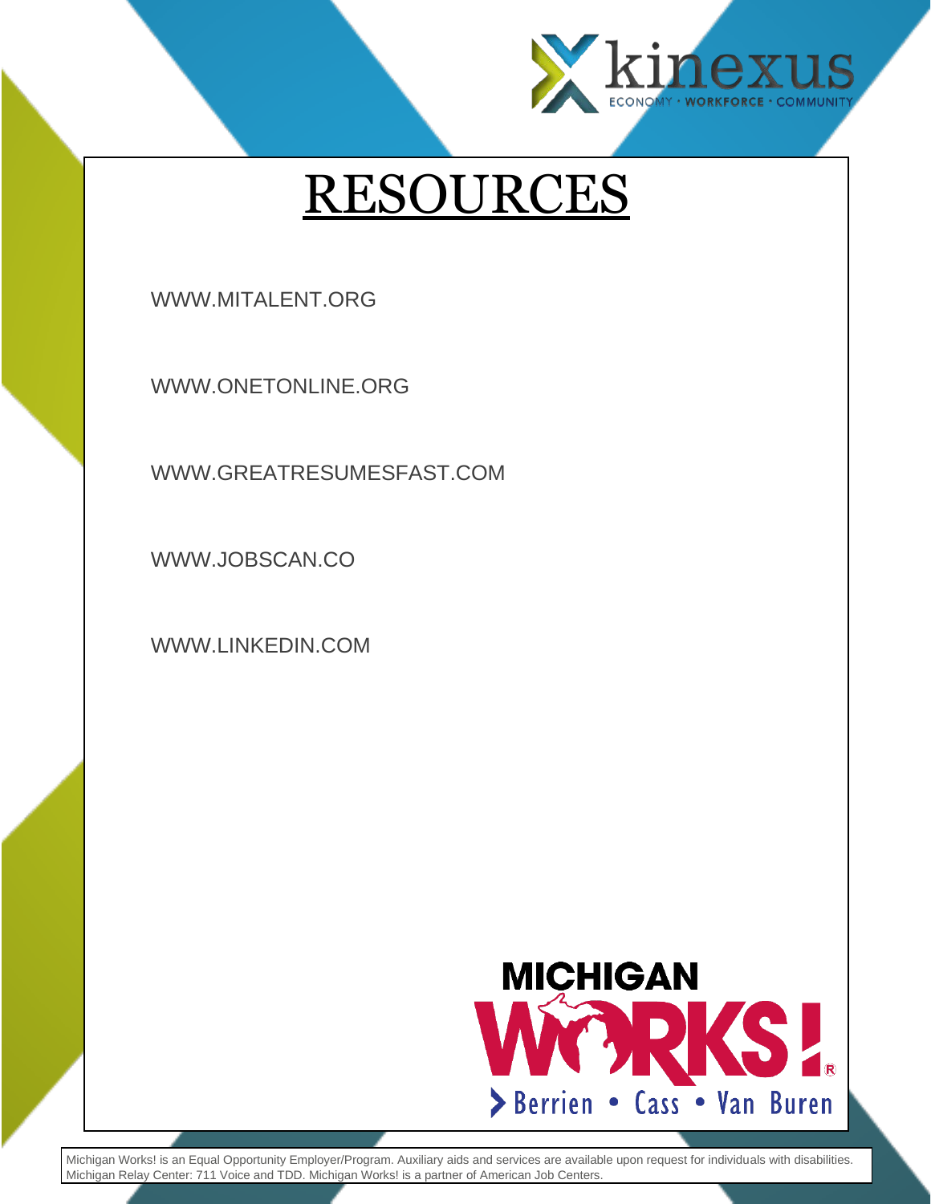# RESOURCES

WWW.MITALENT.ORG

WWW.ONETONLINE.ORG

WWW.GREATRESUMESFAST.COM

WWW.JOBSCAN.CO

WWW.LINKEDIN.COM

Michigan Works! is an Equal Opportunity Employer/Program. Auxiliary aids and services are available upon request for individuals with disabilities. Michigan Relay Center: 711 Voice and TDD. Michigan Works! is a partner of American Job Centers.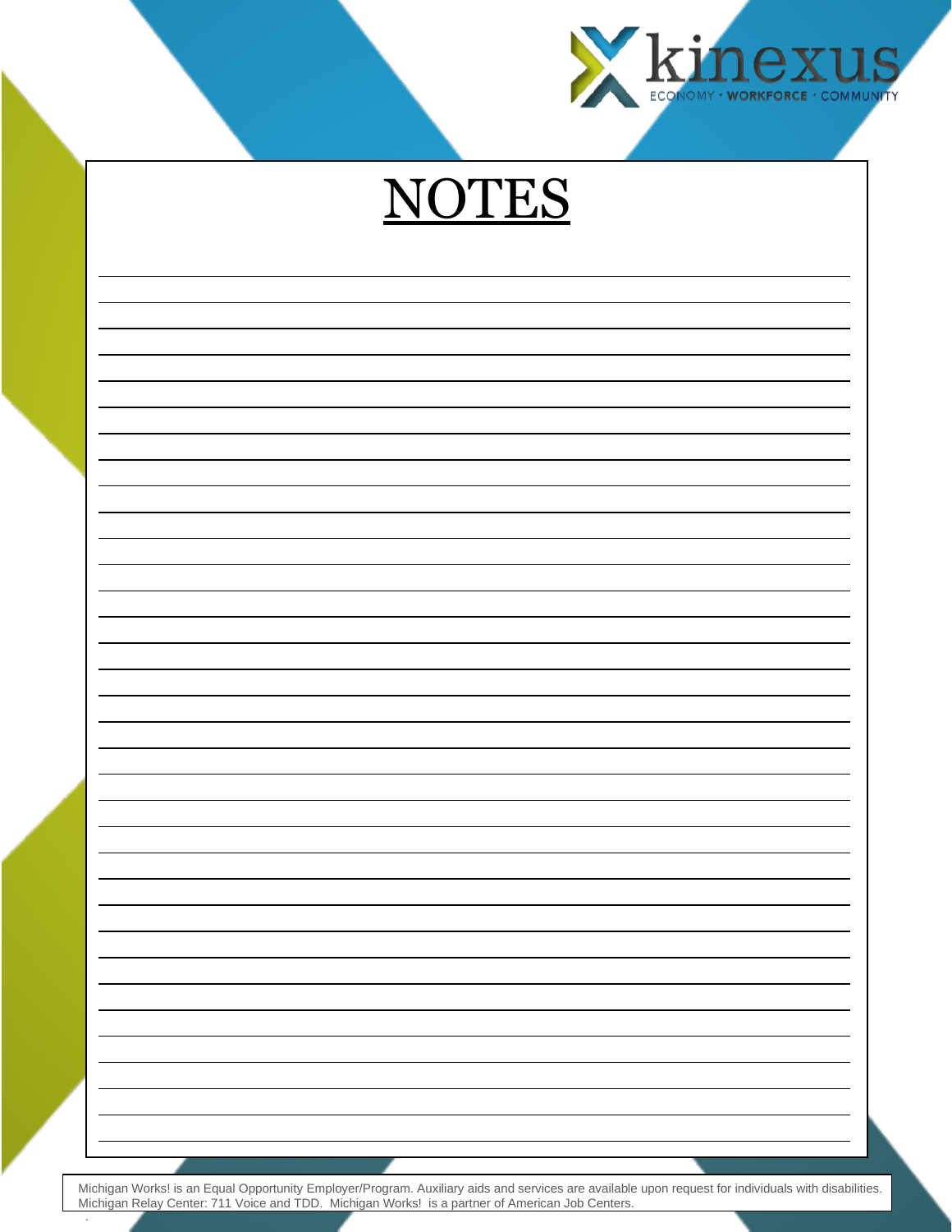# NOTES

Michigan Works! is an Equal Opportunity Employer/Program. Auxiliary aids and services are available upon request for individuals with disabilities. Michigan Relay Center: 711 Voice and TDD. Michigan Works! is a partner of American Job Centers.